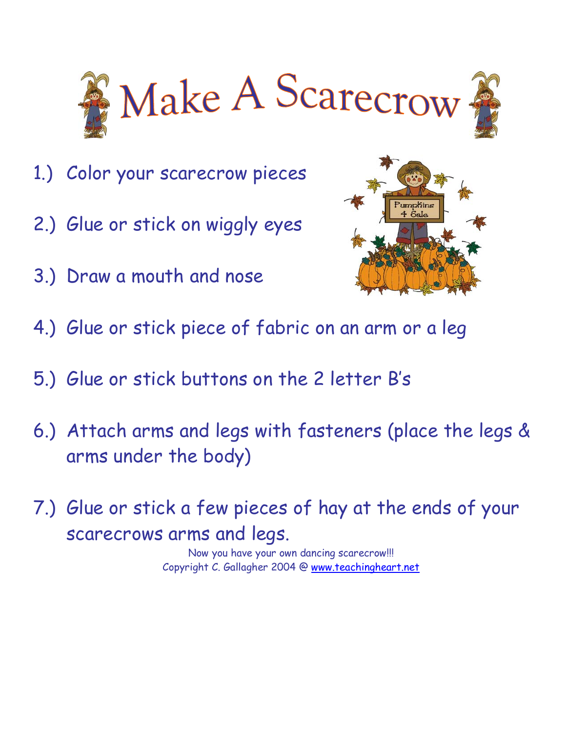# Make A Scarecrow

1.) Color your scarecrow pieces

2.) Glue or stick on wiggly eyes

3.) Draw a mouth and nose

4.) Glue or stick piece of fabric on an arm or a leg

5.) Glue or stick buttons on the 2 letter B's

6.) Attach arms and legs with fasteners (place the legs & arms under the body)

7.) Glue or stick a few pieces of hay at the ends of your scarecrows arms and legs.

Now you have your own dancing scarecrow!!!

Copyright C. Gallagher 2004 @ www.teachingheart.net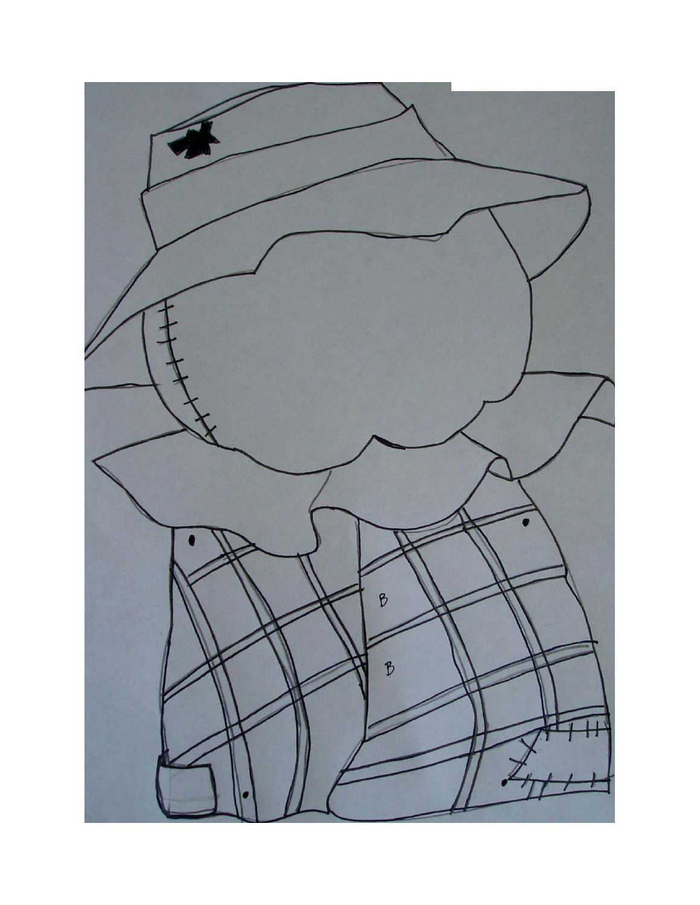B

B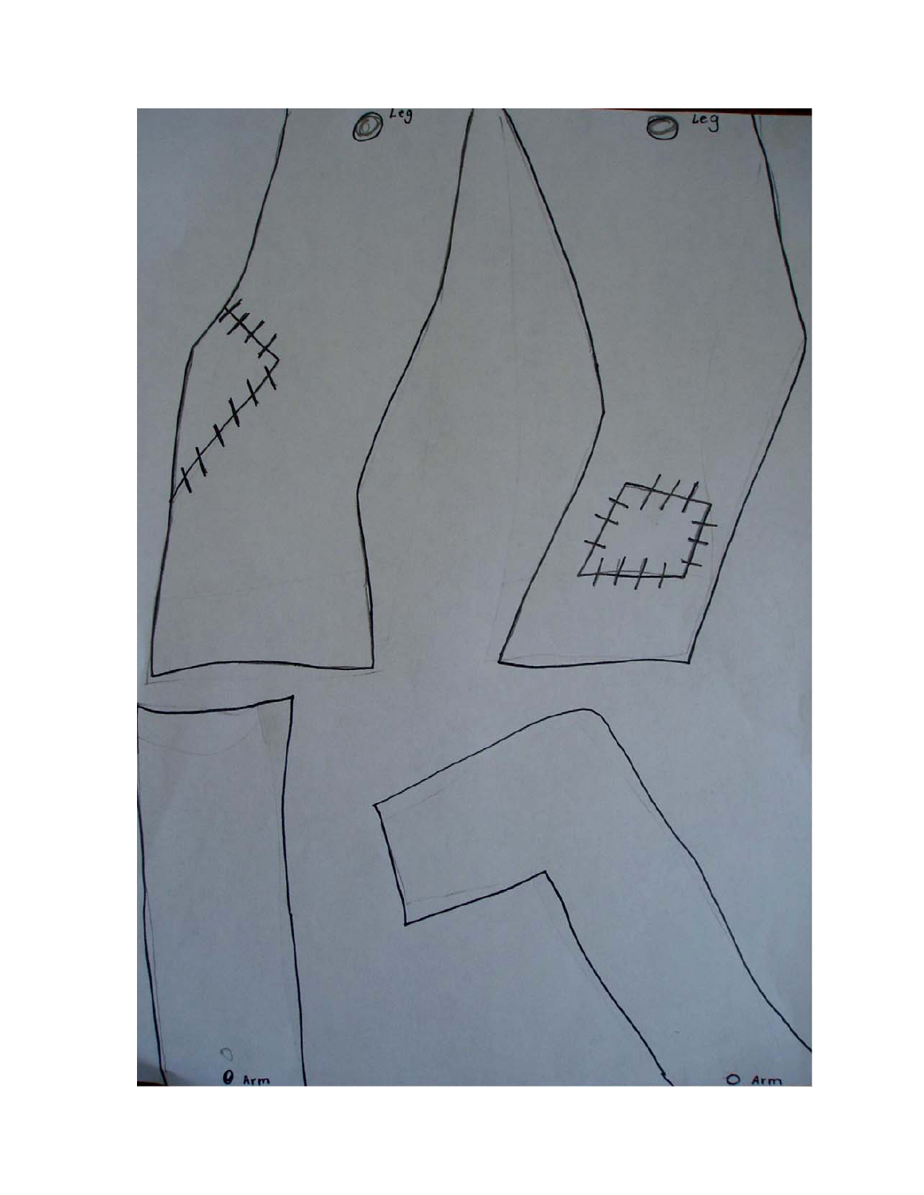Leg

Leg

Arm

Arm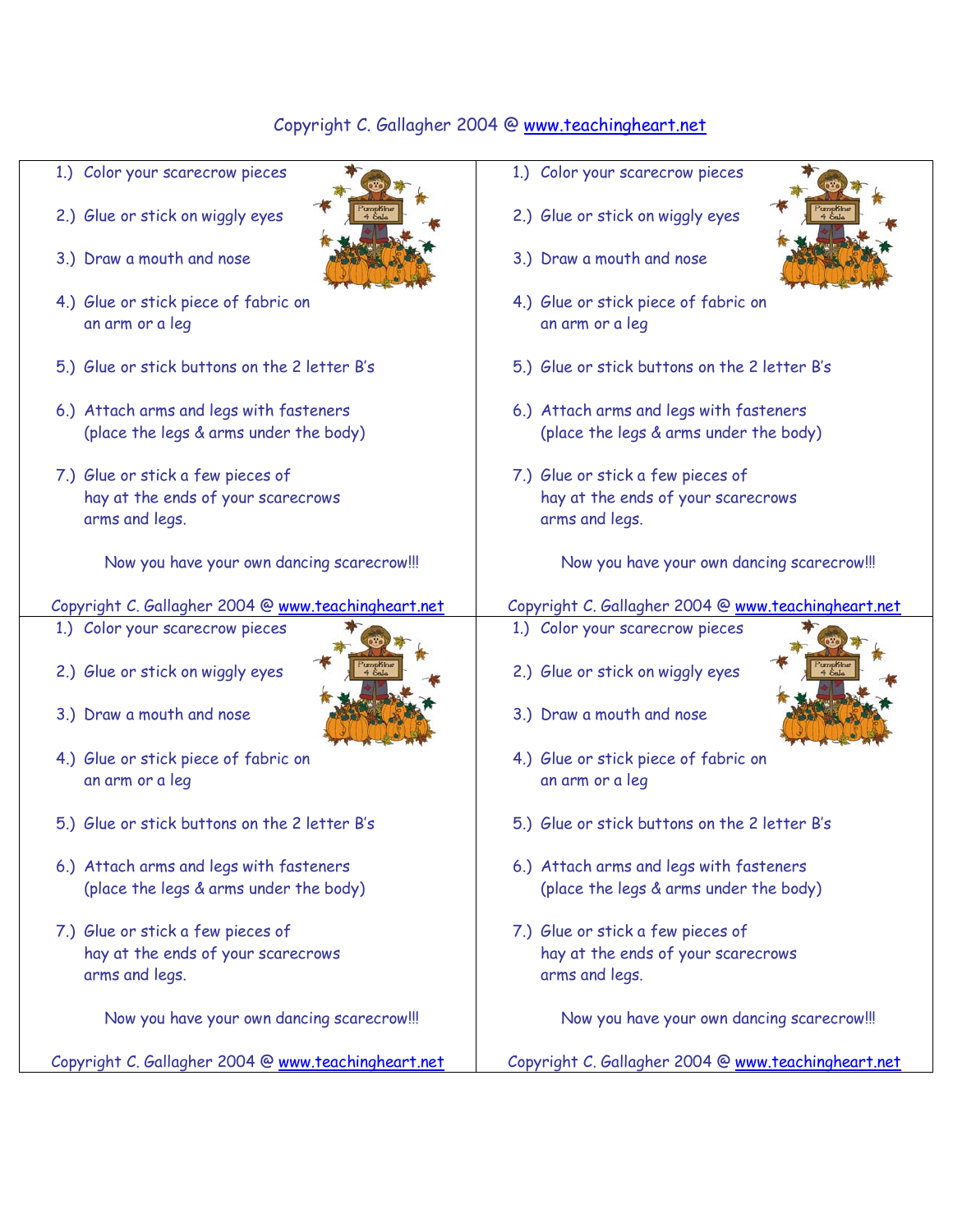Copyright C. Gallagher 2004 @ www.teachingheart.net

1.) Color your scarecrow pieces
2.) Glue or stick on wiggly eyes
3.) Draw a mouth and nose
4.) Glue or stick piece of fabric on an arm or a leg
5.) Glue or stick buttons on the 2 letter B's
6.) Attach arms and legs with fasteners (place the legs & arms under the body)
7.) Glue or stick a few pieces of hay at the ends of your scarecrows arms and legs.

Now you have your own dancing scarecrow!!!

Copyright C. Gallagher 2004 @ www.teachingheart.net

1.) Color your scarecrow pieces
2.) Glue or stick on wiggly eyes
3.) Draw a mouth and nose
4.) Glue or stick piece of fabric on an arm or a leg
5.) Glue or stick buttons on the 2 letter B's
6.) Attach arms and legs with fasteners (place the legs & arms under the body)
7.) Glue or stick a few pieces of hay at the ends of your scarecrows arms and legs.

Now you have your own dancing scarecrow!!!

Copyright C. Gallagher 2004 @ www.teachingheart.net

1.) Color your scarecrow pieces
2.) Glue or stick on wiggly eyes
3.) Draw a mouth and nose
4.) Glue or stick piece of fabric on an arm or a leg
5.) Glue or stick buttons on the 2 letter B's
6.) Attach arms and legs with fasteners (place the legs & arms under the body)
7.) Glue or stick a few pieces of hay at the ends of your scarecrows arms and legs.

Now you have your own dancing scarecrow!!!

Copyright C. Gallagher 2004 @ www.teachingheart.net

1.) Color your scarecrow pieces
2.) Glue or stick on wiggly eyes
3.) Draw a mouth and nose
4.) Glue or stick piece of fabric on an arm or a leg
5.) Glue or stick buttons on the 2 letter B's
6.) Attach arms and legs with fasteners (place the legs & arms under the body)
7.) Glue or stick a few pieces of hay at the ends of your scarecrows arms and legs.

Now you have your own dancing scarecrow!!!

Copyright C. Gallagher 2004 @ www.teachingheart.net